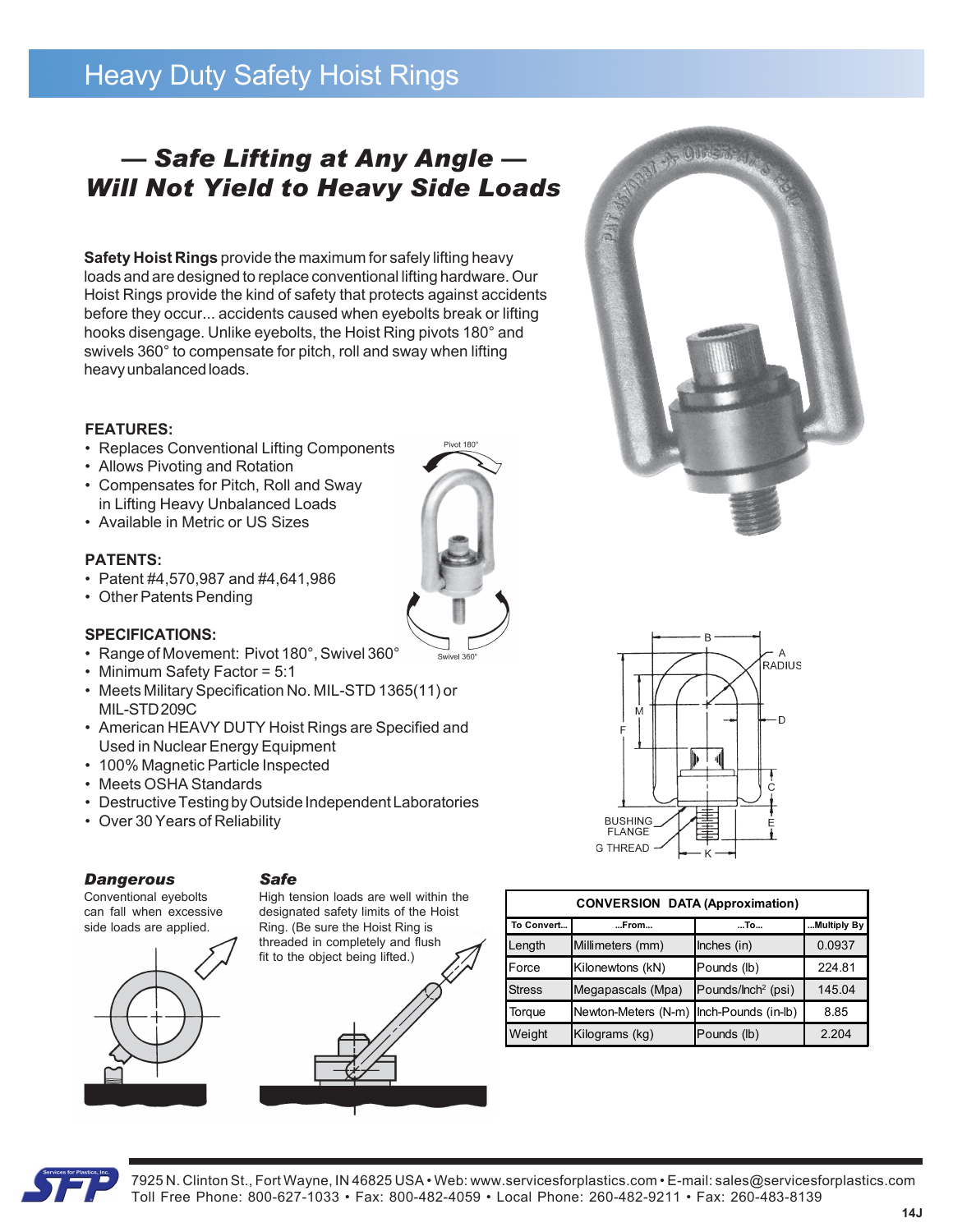# Heavy Duty Safety Hoist Rings

## — Safe Lifting at Any Angle — Will Not Yield to Heavy Side Loads

**Safety Hoist Rings** provide the maximum for safely lifting heavy loads and are designed to replace conventional lifting hardware. Our Hoist Rings provide the kind of safety that protects against accidents before they occur... accidents caused when eyebolts break or lifting hooks disengage. Unlike eyebolts, the Hoist Ring pivots 180° and swivels 360° to compensate for pitch, roll and sway when lifting heavy unbalanced loads.

### FEATURES:

- Replaces Conventional Lifting Components
- Allows Pivoting and Rotation
- Compensates for Pitch, Roll and Sway in Lifting Heavy Unbalanced Loads
- Available in Metric or US Sizes

### PATENTS:

- Patent #4,570,987 and #4,641,986
- Other Patents Pending

### SPECIFICATIONS:

- Range of Movement: Pivot 180°, Swivel 360°
- Minimum Safety Factor = 5:1
- Meets Military Specification No. MIL-STD 1365(11) or MIL-STD 209C
- American HEAVY DUTY Hoist Rings are Specified and Used in Nuclear Energy Equipment
- 100% Magnetic Particle Inspected
- Meets OSHA Standards
- Destructive Testing by Outside Independent Laboratories
- Over 30 Years of Reliability

***Dangerous***

Conventional eyebolts can fall when excessive side loads are applied.

***Safe***

High tension loads are well within the designated safety limits of the Hoist Ring. (Be sure the Hoist Ring is threaded in completely and flush fit to the object being lifted.)

| CONVERSION DATA (Approximation) | | | |
|---|---|---|---|
| To Convert... | ...From... | ...To... | ...Multiply By |
| Length | Millimeters (mm) | Inches (in) | 0.0937 |
| Force | Kilonewtons (kN) | Pounds (lb) | 224.81 |
| Stress | Megapascals (Mpa) | Pounds/Inch² (psi) | 145.04 |
| Torque | Newton-Meters (N-m) | Inch-Pounds (in-lb) | 8.85 |
| Weight | Kilograms (kg) | Pounds (lb) | 2.204 |

7925 N. Clinton St., Fort Wayne, IN 46825 USA • Web: www.servicesforplastics.com • E-mail: sales@servicesforplastics.com
Toll Free Phone: 800-627-1033 • Fax: 800-482-4059 • Local Phone: 260-482-9211 • Fax: 260-483-8139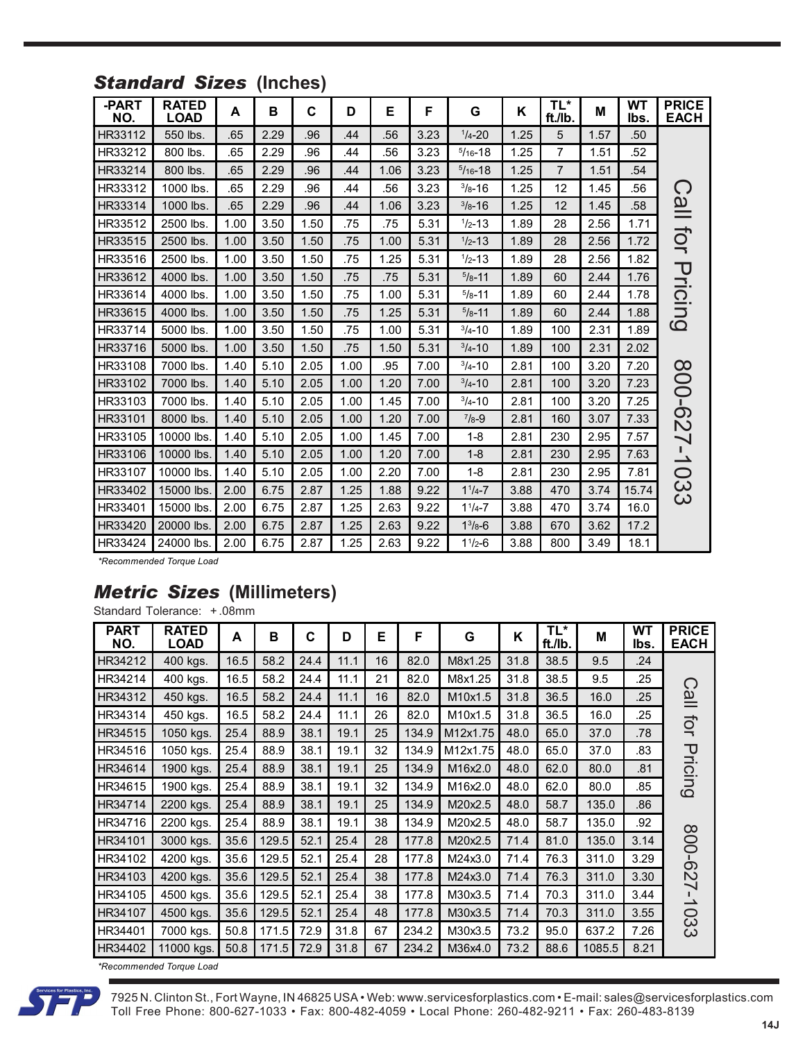## *Standard Sizes* (Inches)

| -PART NO. | RATED LOAD | A | B | C | D | E | F | G | K | TL* ft./lb. | M | WT lbs. | PRICE EACH |
|---|---|---|---|---|---|---|---|---|---|---|---|---|---|
| HR33112 | 550 lbs. | .65 | 2.29 | .96 | .44 | .56 | 3.23 | 1/4-20 | 1.25 | 5 | 1.57 | .50 | Call for Pricing 800-627-1033 |
| HR33212 | 800 lbs. | .65 | 2.29 | .96 | .44 | .56 | 3.23 | 5/16-18 | 1.25 | 7 | 1.51 | .52 | |
| HR33214 | 800 lbs. | .65 | 2.29 | .96 | .44 | 1.06 | 3.23 | 5/16-18 | 1.25 | 7 | 1.51 | .54 | |
| HR33312 | 1000 lbs. | .65 | 2.29 | .96 | .44 | .56 | 3.23 | 3/8-16 | 1.25 | 12 | 1.45 | .56 | |
| HR33314 | 1000 lbs. | .65 | 2.29 | .96 | .44 | 1.06 | 3.23 | 3/8-16 | 1.25 | 12 | 1.45 | .58 | |
| HR33512 | 2500 lbs. | 1.00 | 3.50 | 1.50 | .75 | .75 | 5.31 | 1/2-13 | 1.89 | 28 | 2.56 | 1.71 | |
| HR33515 | 2500 lbs. | 1.00 | 3.50 | 1.50 | .75 | 1.00 | 5.31 | 1/2-13 | 1.89 | 28 | 2.56 | 1.72 | |
| HR33516 | 2500 lbs. | 1.00 | 3.50 | 1.50 | .75 | 1.25 | 5.31 | 1/2-13 | 1.89 | 28 | 2.56 | 1.82 | |
| HR33612 | 4000 lbs. | 1.00 | 3.50 | 1.50 | .75 | .75 | 5.31 | 5/8-11 | 1.89 | 60 | 2.44 | 1.76 | |
| HR33614 | 4000 lbs. | 1.00 | 3.50 | 1.50 | .75 | 1.00 | 5.31 | 5/8-11 | 1.89 | 60 | 2.44 | 1.78 | |
| HR33615 | 4000 lbs. | 1.00 | 3.50 | 1.50 | .75 | 1.25 | 5.31 | 5/8-11 | 1.89 | 60 | 2.44 | 1.88 | |
| HR33714 | 5000 lbs. | 1.00 | 3.50 | 1.50 | .75 | 1.00 | 5.31 | 3/4-10 | 1.89 | 100 | 2.31 | 1.89 | |
| HR33716 | 5000 lbs. | 1.00 | 3.50 | 1.50 | .75 | 1.50 | 5.31 | 3/4-10 | 1.89 | 100 | 2.31 | 2.02 | |
| HR33108 | 7000 lbs. | 1.40 | 5.10 | 2.05 | 1.00 | .95 | 7.00 | 3/4-10 | 2.81 | 100 | 3.20 | 7.20 | |
| HR33102 | 7000 lbs. | 1.40 | 5.10 | 2.05 | 1.00 | 1.20 | 7.00 | 3/4-10 | 2.81 | 100 | 3.20 | 7.23 | |
| HR33103 | 7000 lbs. | 1.40 | 5.10 | 2.05 | 1.00 | 1.45 | 7.00 | 3/4-10 | 2.81 | 100 | 3.20 | 7.25 | |
| HR33101 | 8000 lbs. | 1.40 | 5.10 | 2.05 | 1.00 | 1.20 | 7.00 | 7/8-9 | 2.81 | 160 | 3.07 | 7.33 | |
| HR33105 | 10000 lbs. | 1.40 | 5.10 | 2.05 | 1.00 | 1.45 | 7.00 | 1-8 | 2.81 | 230 | 2.95 | 7.57 | |
| HR33106 | 10000 lbs. | 1.40 | 5.10 | 2.05 | 1.00 | 1.20 | 7.00 | 1-8 | 2.81 | 230 | 2.95 | 7.63 | |
| HR33107 | 10000 lbs. | 1.40 | 5.10 | 2.05 | 1.00 | 2.20 | 7.00 | 1-8 | 2.81 | 230 | 2.95 | 7.81 | |
| HR33402 | 15000 lbs. | 2.00 | 6.75 | 2.87 | 1.25 | 1.88 | 9.22 | 1 1/4-7 | 3.88 | 470 | 3.74 | 15.74 | |
| HR33401 | 15000 lbs. | 2.00 | 6.75 | 2.87 | 1.25 | 2.63 | 9.22 | 1 1/4-7 | 3.88 | 470 | 3.74 | 16.0 | |
| HR33420 | 20000 lbs. | 2.00 | 6.75 | 2.87 | 1.25 | 2.63 | 9.22 | 1 3/8-6 | 3.88 | 670 | 3.62 | 17.2 | |
| HR33424 | 24000 lbs. | 2.00 | 6.75 | 2.87 | 1.25 | 2.63 | 9.22 | 1 1/2-6 | 3.88 | 800 | 3.49 | 18.1 | |

*\*Recommended Torque Load*

## *Metric Sizes* (Millimeters)

Standard Tolerance: +.08mm

| PART NO. | RATED LOAD | A | B | C | D | E | F | G | K | TL* ft./lb. | M | WT lbs. | PRICE EACH |
|---|---|---|---|---|---|---|---|---|---|---|---|---|---|
| HR34212 | 400 kgs. | 16.5 | 58.2 | 24.4 | 11.1 | 16 | 82.0 | M8x1.25 | 31.8 | 38.5 | 9.5 | .24 | Call for Pricing 800-627-1033 |
| HR34214 | 400 kgs. | 16.5 | 58.2 | 24.4 | 11.1 | 21 | 82.0 | M8x1.25 | 31.8 | 38.5 | 9.5 | .25 | |
| HR34312 | 450 kgs. | 16.5 | 58.2 | 24.4 | 11.1 | 16 | 82.0 | M10x1.5 | 31.8 | 36.5 | 16.0 | .25 | |
| HR34314 | 450 kgs. | 16.5 | 58.2 | 24.4 | 11.1 | 26 | 82.0 | M10x1.5 | 31.8 | 36.5 | 16.0 | .25 | |
| HR34515 | 1050 kgs. | 25.4 | 88.9 | 38.1 | 19.1 | 25 | 134.9 | M12x1.75 | 48.0 | 65.0 | 37.0 | .78 | |
| HR34516 | 1050 kgs. | 25.4 | 88.9 | 38.1 | 19.1 | 32 | 134.9 | M12x1.75 | 48.0 | 65.0 | 37.0 | .83 | |
| HR34614 | 1900 kgs. | 25.4 | 88.9 | 38.1 | 19.1 | 25 | 134.9 | M16x2.0 | 48.0 | 62.0 | 80.0 | .81 | |
| HR34615 | 1900 kgs. | 25.4 | 88.9 | 38.1 | 19.1 | 32 | 134.9 | M16x2.0 | 48.0 | 62.0 | 80.0 | .85 | |
| HR34714 | 2200 kgs. | 25.4 | 88.9 | 38.1 | 19.1 | 25 | 134.9 | M20x2.5 | 48.0 | 58.7 | 135.0 | .86 | |
| HR34716 | 2200 kgs. | 25.4 | 88.9 | 38.1 | 19.1 | 38 | 134.9 | M20x2.5 | 48.0 | 58.7 | 135.0 | .92 | |
| HR34101 | 3000 kgs. | 35.6 | 129.5 | 52.1 | 25.4 | 28 | 177.8 | M20x2.5 | 71.4 | 81.0 | 135.0 | 3.14 | |
| HR34102 | 4200 kgs. | 35.6 | 129.5 | 52.1 | 25.4 | 28 | 177.8 | M24x3.0 | 71.4 | 76.3 | 311.0 | 3.29 | |
| HR34103 | 4200 kgs. | 35.6 | 129.5 | 52.1 | 25.4 | 38 | 177.8 | M24x3.0 | 71.4 | 76.3 | 311.0 | 3.30 | |
| HR34105 | 4500 kgs. | 35.6 | 129.5 | 52.1 | 25.4 | 38 | 177.8 | M30x3.5 | 71.4 | 70.3 | 311.0 | 3.44 | |
| HR34107 | 4500 kgs. | 35.6 | 129.5 | 52.1 | 25.4 | 48 | 177.8 | M30x3.5 | 71.4 | 70.3 | 311.0 | 3.55 | |
| HR34401 | 7000 kgs. | 50.8 | 171.5 | 72.9 | 31.8 | 67 | 234.2 | M30x3.5 | 73.2 | 95.0 | 637.2 | 7.26 | |
| HR34402 | 11000 kgs. | 50.8 | 171.5 | 72.9 | 31.8 | 67 | 234.2 | M36x4.0 | 73.2 | 88.6 | 1085.5 | 8.21 | |

*\*Recommended Torque Load*

7925 N. Clinton St., Fort Wayne, IN 46825 USA • Web: www.servicesforplastics.com • E-mail: sales@servicesforplastics.com
Toll Free Phone: 800-627-1033 • Fax: 800-482-4059 • Local Phone: 260-482-9211 • Fax: 260-483-8139